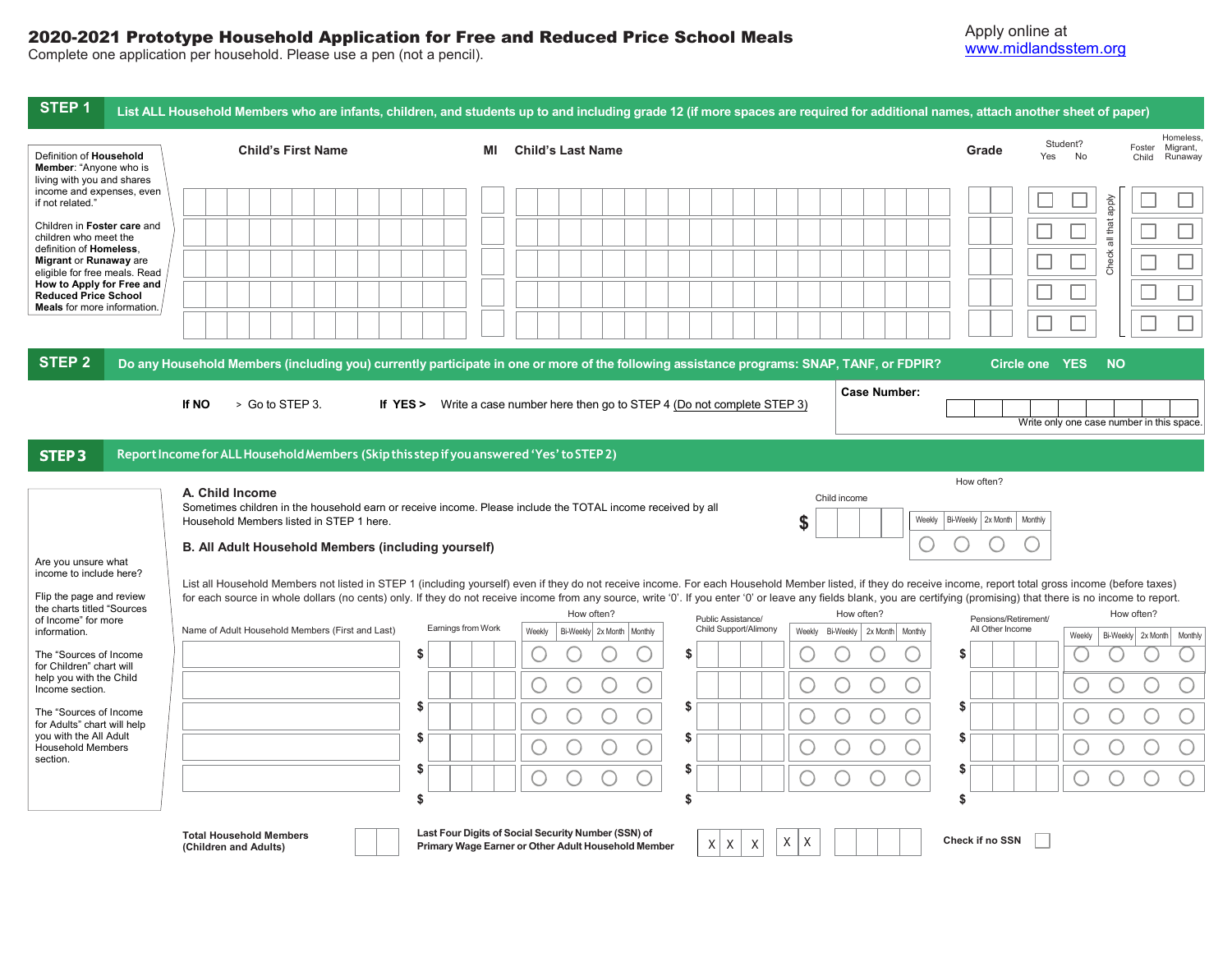# 2020-2021 Prototype Household Application for Free and Reduced Price School Meals

Complete one application per household. Please use a pen (not a pencil).

Apply online at www.midlandsstem.org

## STEP 1 List ALL Household Members who are infants, children, and students up to and including grade 12 (if more spaces are required for additional names, attach another sheet of paper)

Definition of **Household Member**: "Anyone who is living with you and shares income and expenses, even if not related."

Children in **Foster care** and children who meet the definition of **Homeless, Migrant** or **Runaway** are eligible for free meals. Read **How to Apply for Free and Reduced Price School Meals** for more information.

| Child's First Name | MI | Child's Last Name | Grade | Student? Yes | Student? No | Foster Child | Homeless, Migrant, Runaway |
|---|---|---|---|---|---|---|---|
| | | | | ☐ | ☐ | ☐ | ☐ |
| | | | | ☐ | ☐ | ☐ | ☐ |
| | | | | ☐ | ☐ | ☐ | ☐ |
| | | | | ☐ | ☐ | ☐ | ☐ |
| | | | | ☐ | ☐ | ☐ | ☐ |

Check all that apply

## STEP 2 Do any Household Members (including you) currently participate in one or more of the following assistance programs: SNAP, TANF, or FDPIR? Circle one YES NO

**If NO** > Go to STEP 3. **If YES >** Write a case number here then go to STEP 4 (Do not complete STEP 3)

**Case Number:**

Write only one case number in this space.

## STEP 3 Report Income for ALL Household Members (Skip this step if you answered 'Yes' to STEP 2)

Are you unsure what income to include here?

Flip the page and review the charts titled "Sources of Income" for more information.

The "Sources of Income for Children" chart will help you with the Child Income section.

The "Sources of Income for Adults" chart will help you with the All Adult Household Members section.

### A. Child Income

Sometimes children in the household earn or receive income. Please include the TOTAL income received by all Household Members listed in STEP 1 here.

Child income $ ______

How often? ◯ Weekly ◯ Bi-Weekly ◯ 2x Month ◯ Monthly

### B. All Adult Household Members (including yourself)

List all Household Members not listed in STEP 1 (including yourself) even if they do not receive income. For each Household Member listed, if they do receive income, report total gross income (before taxes) for each source in whole dollars (no cents) only. If they do not receive income from any source, write '0'. If you enter '0' or leave any fields blank, you are certifying (promising) that there is no income to report.

| Name of Adult Household Members (First and Last) | Earnings from Work | How often? Weekly | Bi-Weekly | 2x Month | Monthly | Public Assistance/ Child Support/Alimony | How often? Weekly | Bi-Weekly | 2x Month | Monthly | Pensions/Retirement/ All Other Income | How often? Weekly | Bi-Weekly | 2x Month | Monthly |
|---|---|---|---|---|---|---|---|---|---|---|---|---|---|---|---|
| | $ | ◯ | ◯ | ◯ | ◯ | $ | ◯ | ◯ | ◯ | ◯ | $ | ◯ | ◯ | ◯ | ◯ |
| | $ | ◯ | ◯ | ◯ | ◯ | $ | ◯ | ◯ | ◯ | ◯ | $ | ◯ | ◯ | ◯ | ◯ |
| | $ | ◯ | ◯ | ◯ | ◯ | $ | ◯ | ◯ | ◯ | ◯ | $ | ◯ | ◯ | ◯ | ◯ |
| | $ | ◯ | ◯ | ◯ | ◯ | $ | ◯ | ◯ | ◯ | ◯ | $ | ◯ | ◯ | ◯ | ◯ |
| | $ | ◯ | ◯ | ◯ | ◯ | $ | ◯ | ◯ | ◯ | ◯ | $ | ◯ | ◯ | ◯ | ◯ |

**Total Household Members (Children and Adults)** ____

**Last Four Digits of Social Security Number (SSN) of Primary Wage Earner or Other Adult Household Member** X X X - X X - ____

**Check if no SSN** ☐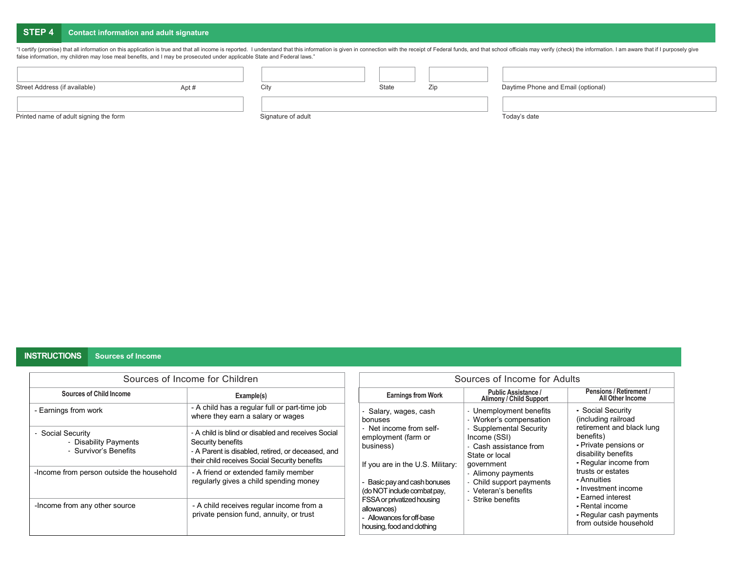## STEP 4 Contact information and adult signature

"I certify (promise) that all information on this application is true and that all income is reported. I understand that this information is given in connection with the receipt of Federal funds, and that school officials may verify (check) the information. I am aware that if I purposely give false information, my children may lose meal benefits, and I may be prosecuted under applicable State and Federal laws."

| Street Address (if available) | Apt # | City | State | Zip | Daytime Phone and Email (optional) |
|---|---|---|---|---|---|
| | | | | | |

| Printed name of adult signing the form | Signature of adult | Today's date |
|---|---|---|
| | | |

## INSTRUCTIONS Sources of Income

### Sources of Income for Children

| Sources of Child Income | Example(s) |
|---|---|
| - Earnings from work | - A child has a regular full or part-time job where they earn a salary or wages |
| - Social Security<br>- Disability Payments<br>- Survivor's Benefits | - A child is blind or disabled and receives Social Security benefits<br>- A Parent is disabled, retired, or deceased, and their child receives Social Security benefits |
| -Income from person outside the household | - A friend or extended family member regularly gives a child spending money |
| -Income from any other source | - A child receives regular income from a private pension fund, annuity, or trust |

### Sources of Income for Adults

| Earnings from Work | Public Assistance / Alimony / Child Support | Pensions / Retirement / All Other Income |
|---|---|---|
| - Salary, wages, cash bonuses<br>- Net income from self-employment (farm or business)<br><br>If you are in the U.S. Military:<br><br>- Basic pay and cash bonuses (do NOT include combat pay, FSSA or privatized housing allowances)<br>- Allowances for off-base housing, food and clothing | - Unemployment benefits<br>- Worker's compensation<br>- Supplemental Security Income (SSI)<br>- Cash assistance from State or local government<br>- Alimony payments<br>- Child support payments<br>- Veteran's benefits<br>- Strike benefits | - Social Security (including railroad retirement and black lung benefits)<br>- Private pensions or disability benefits<br>- Regular income from trusts or estates<br>- Annuities<br>- Investment income<br>- Earned interest<br>- Rental income<br>- Regular cash payments from outside household |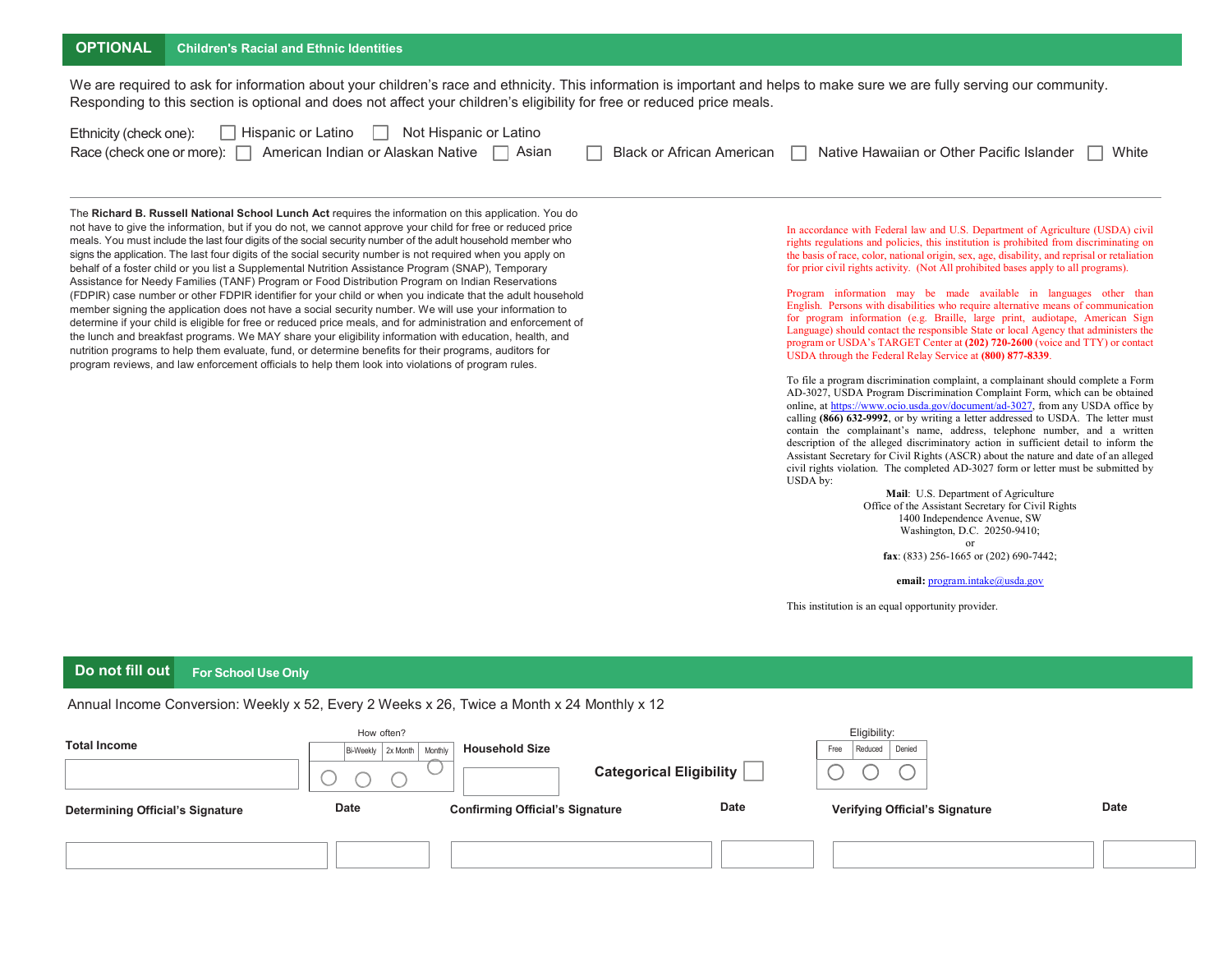## OPTIONAL — Children's Racial and Ethnic Identities

We are required to ask for information about your children's race and ethnicity. This information is important and helps to make sure we are fully serving our community. Responding to this section is optional and does not affect your children's eligibility for free or reduced price meals.

Ethnicity (check one): ☐ Hispanic or Latino ☐ Not Hispanic or Latino

Race (check one or more): ☐ American Indian or Alaskan Native ☐ Asian ☐ Black or African American ☐ Native Hawaiian or Other Pacific Islander ☐ White

---

The **Richard B. Russell National School Lunch Act** requires the information on this application. You do not have to give the information, but if you do not, we cannot approve your child for free or reduced price meals. You must include the last four digits of the social security number of the adult household member who signs the application. The last four digits of the social security number is not required when you apply on behalf of a foster child or you list a Supplemental Nutrition Assistance Program (SNAP), Temporary Assistance for Needy Families (TANF) Program or Food Distribution Program on Indian Reservations (FDPIR) case number or other FDPIR identifier for your child or when you indicate that the adult household member signing the application does not have a social security number. We will use your information to determine if your child is eligible for free or reduced price meals, and for administration and enforcement of the lunch and breakfast programs. We MAY share your eligibility information with education, health, and nutrition programs to help them evaluate, fund, or determine benefits for their programs, auditors for program reviews, and law enforcement officials to help them look into violations of program rules.

In accordance with Federal law and U.S. Department of Agriculture (USDA) civil rights regulations and policies, this institution is prohibited from discriminating on the basis of race, color, national origin, sex, age, disability, and reprisal or retaliation for prior civil rights activity. (Not All prohibited bases apply to all programs).

Program information may be made available in languages other than English. Persons with disabilities who require alternative means of communication for program information (e.g. Braille, large print, audiotape, American Sign Language) should contact the responsible State or local Agency that administers the program or USDA's TARGET Center at **(202) 720-2600** (voice and TTY) or contact USDA through the Federal Relay Service at **(800) 877-8339**.

To file a program discrimination complaint, a complainant should complete a Form AD-3027, USDA Program Discrimination Complaint Form, which can be obtained online, at https://www.ocio.usda.gov/document/ad-3027, from any USDA office by calling **(866) 632-9992**, or by writing a letter addressed to USDA. The letter must contain the complainant's name, address, telephone number, and a written description of the alleged discriminatory action in sufficient detail to inform the Assistant Secretary for Civil Rights (ASCR) about the nature and date of an alleged civil rights violation. The completed AD-3027 form or letter must be submitted by USDA by:

**Mail**: U.S. Department of Agriculture
Office of the Assistant Secretary for Civil Rights
1400 Independence Avenue, SW
Washington, D.C. 20250-9410;
or
**fax**: (833) 256-1665 or (202) 690-7442;

**email:** program.intake@usda.gov

This institution is an equal opportunity provider.

## Do not fill out — For School Use Only

Annual Income Conversion: Weekly x 52, Every 2 Weeks x 26, Twice a Month x 24 Monthly x 12

**Total Income** ________

How often? ○ Weekly ○ Bi-Weekly ○ 2x Month ○ Monthly

**Household Size** ________

**Categorical Eligibility** ☐

Eligibility: ○ Free ○ Reduced ○ Denied

**Determining Official's Signature** ________ **Date** ________

**Confirming Official's Signature** ________ **Date** ________

**Verifying Official's Signature** ________ **Date** ________